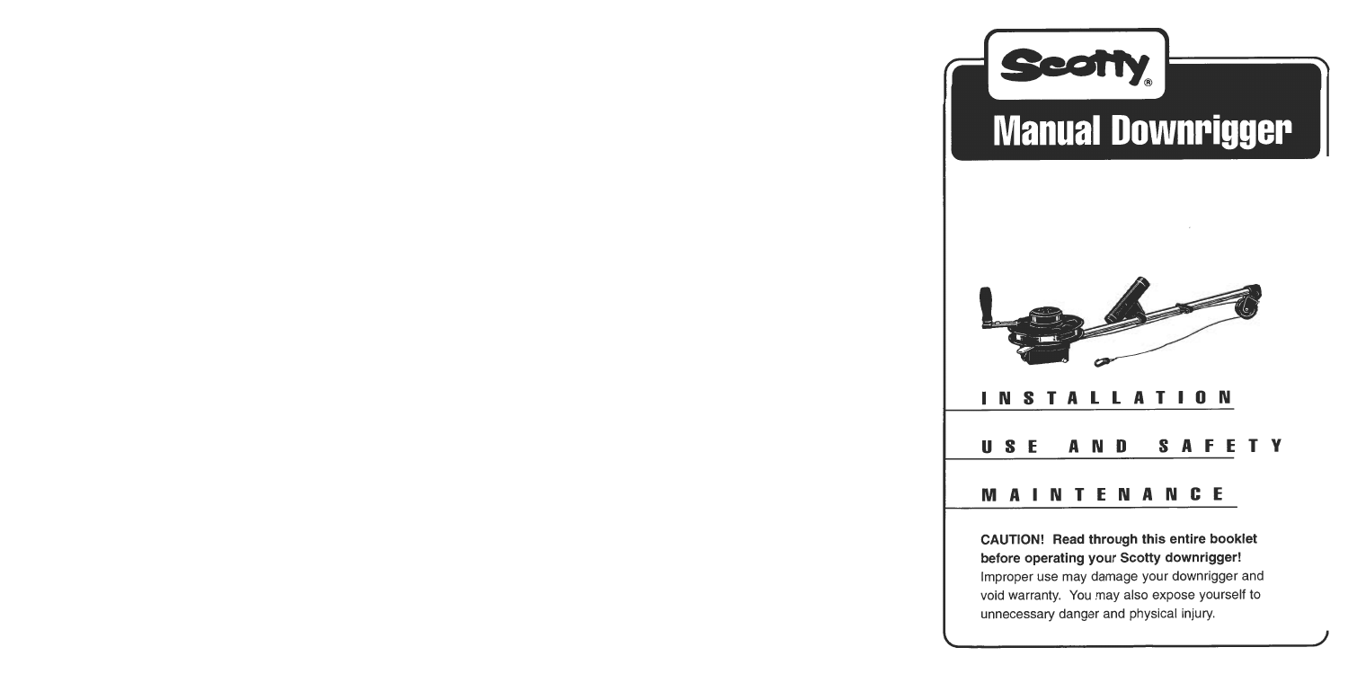# Scotty®

# Manual Downrigger

## INSTALLATION

## USE AND SAFETY

## MAINTENANCE

**CAUTION! Read through this entire booklet before operating your Scotty downrigger!**
Improper use may damage your downrigger and void warranty. You may also expose yourself to unnecessary danger and physical injury.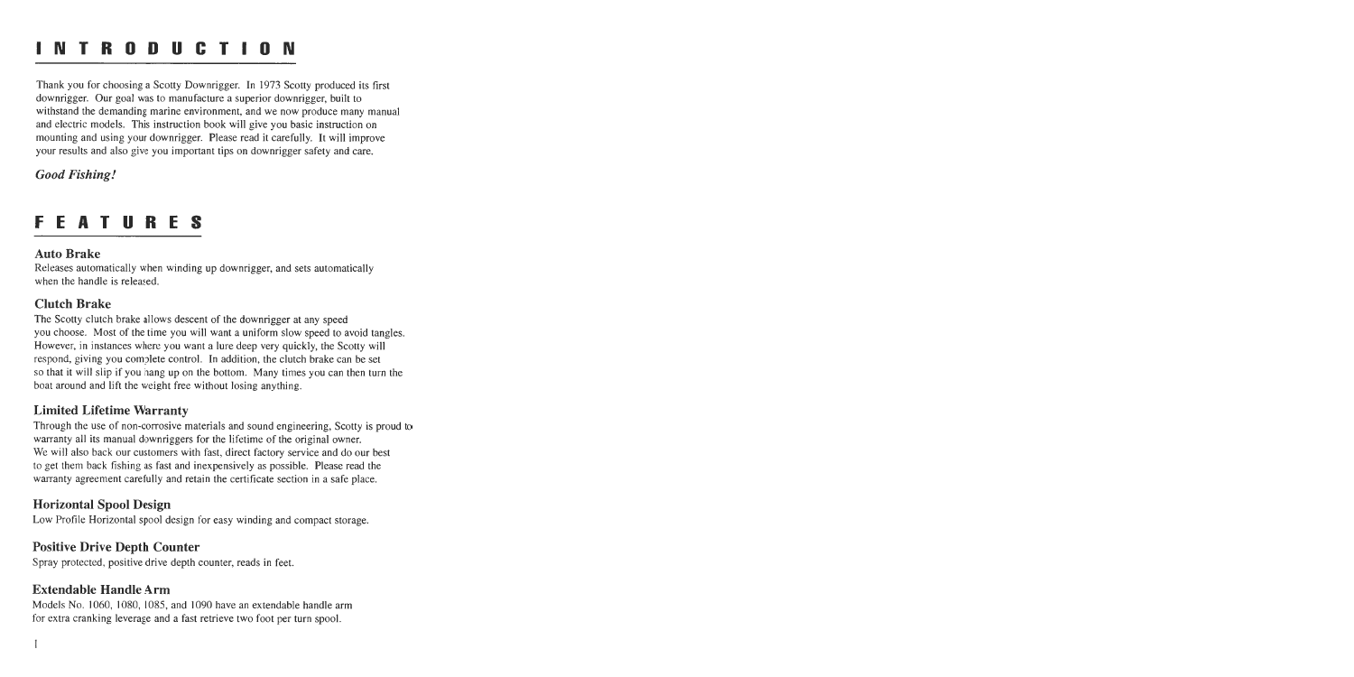# INTRODUCTION

Thank you for choosing a Scotty Downrigger. In 1973 Scotty produced its first downrigger. Our goal was to manufacture a superior downrigger, built to withstand the demanding marine environment, and we now produce many manual and electric models. This instruction book will give you basic instruction on mounting and using your downrigger. Please read it carefully. It will improve your results and also give you important tips on downrigger safety and care.

***Good Fishing!***

# FEATURES

### Auto Brake

Releases automatically when winding up downrigger, and sets automatically when the handle is released.

### Clutch Brake

The Scotty clutch brake allows descent of the downrigger at any speed you choose. Most of the time you will want a uniform slow speed to avoid tangles. However, in instances where you want a lure deep very quickly, the Scotty will respond, giving you complete control. In addition, the clutch brake can be set so that it will slip if you hang up on the bottom. Many times you can then turn the boat around and lift the weight free without losing anything.

### Limited Lifetime Warranty

Through the use of non-corrosive materials and sound engineering, Scotty is proud to warranty all its manual downriggers for the lifetime of the original owner. We will also back our customers with fast, direct factory service and do our best to get them back fishing as fast and inexpensively as possible. Please read the warranty agreement carefully and retain the certificate section in a safe place.

### Horizontal Spool Design

Low Profile Horizontal spool design for easy winding and compact storage.

### Positive Drive Depth Counter

Spray protected, positive drive depth counter, reads in feet.

### Extendable Handle Arm

Models No. 1060, 1080, 1085, and 1090 have an extendable handle arm for extra cranking leverage and a fast retrieve two foot per turn spool.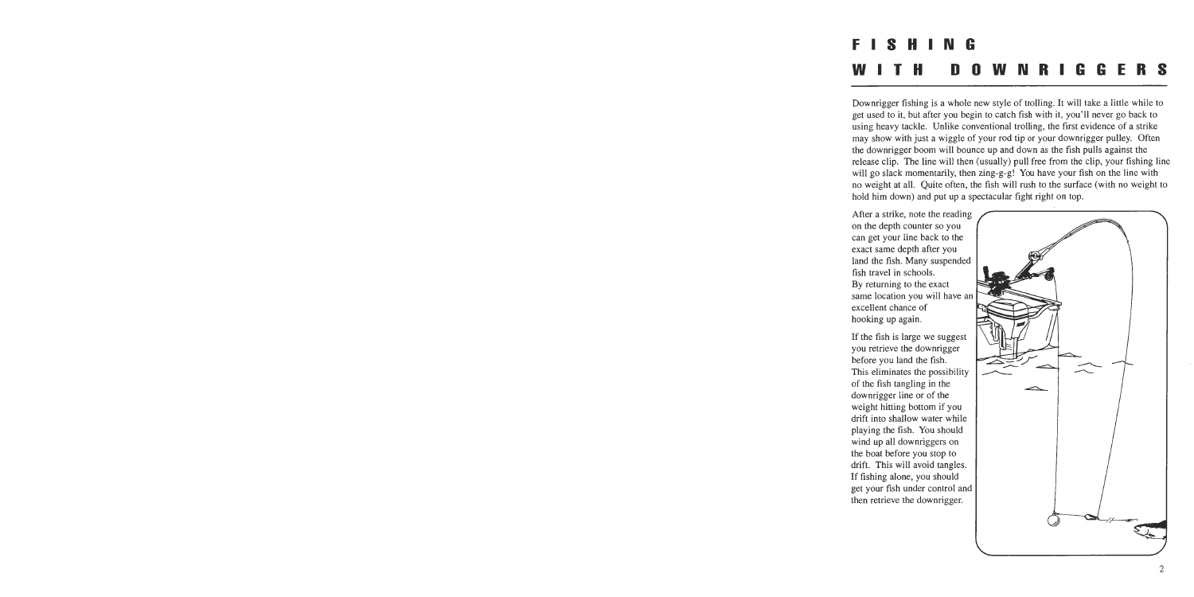# FISHING WITH DOWNRIGGERS

Downrigger fishing is a whole new style of trolling. It will take a little while to get used to it, but after you begin to catch fish with it, you'll never go back to using heavy tackle. Unlike conventional trolling, the first evidence of a strike may show with just a wiggle of your rod tip or your downrigger pulley. Often the downrigger boom will bounce up and down as the fish pulls against the release clip. The line will then (usually) pull free from the clip, your fishing line will go slack momentarily, then zing-g-g! You have your fish on the line with no weight at all. Quite often, the fish will rush to the surface (with no weight to hold him down) and put up a spectacular fight right on top.

After a strike, note the reading on the depth counter so you can get your line back to the exact same depth after you land the fish. Many suspended fish travel in schools. By returning to the exact same location you will have an excellent chance of hooking up again.

If the fish is large we suggest you retrieve the downrigger before you land the fish. This eliminates the possibility of the fish tangling in the downrigger line or of the weight hitting bottom if you drift into shallow water while playing the fish. You should wind up all downriggers on the boat before you stop to drift. This will avoid tangles. If fishing alone, you should get your fish under control and then retrieve the downrigger.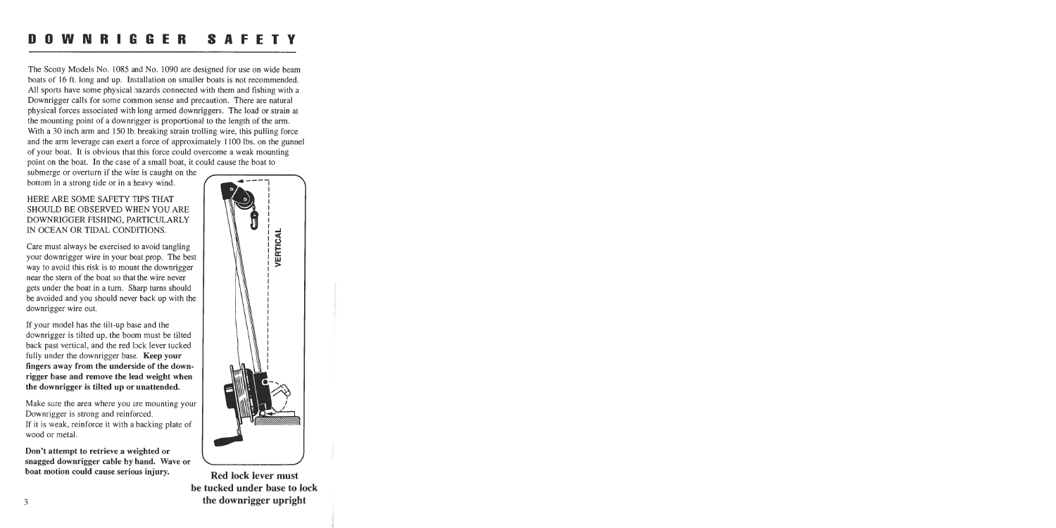# DOWNRIGGER SAFETY

The Scotty Models No. 1085 and No. 1090 are designed for use on wide beam boats of 16 ft. long and up. Installation on smaller boats is not recommended. All sports have some physical hazards connected with them and fishing with a Downrigger calls for some common sense and precaution. There are natural physical forces associated with long armed downriggers. The load or strain at the mounting point of a downrigger is proportional to the length of the arm. With a 30 inch arm and 150 lb. breaking strain trolling wire, this pulling force and the arm leverage can exert a force of approximately 1100 lbs. on the gunnel of your boat. It is obvious that this force could overcome a weak mounting point on the boat. In the case of a small boat, it could cause the boat to submerge or overturn if the wire is caught on the bottom in a strong tide or in a heavy wind.

HERE ARE SOME SAFETY TIPS THAT SHOULD BE OBSERVED WHEN YOU ARE DOWNRIGGER FISHING, PARTICULARLY IN OCEAN OR TIDAL CONDITIONS.

Care must always be exercised to avoid tangling your downrigger wire in your boat prop. The best way to avoid this risk is to mount the downrigger near the stern of the boat so that the wire never gets under the boat in a turn. Sharp turns should be avoided and you should never back up with the downrigger wire out.

If your model has the tilt-up base and the downrigger is tilted up, the boom must be tilted back past vertical, and the red lock lever tucked fully under the downrigger base. **Keep your fingers away from the underside of the downrigger base and remove the lead weight when the downrigger is tilted up or unattended.**

Make sure the area where you are mounting your Downrigger is strong and reinforced.
If it is weak, reinforce it with a backing plate of wood or metal.

**Don't attempt to retrieve a weighted or snagged downrigger cable by hand. Wave or boat motion could cause serious injury.**

VERTICAL

**Red lock lever must be tucked under base to lock the downrigger upright**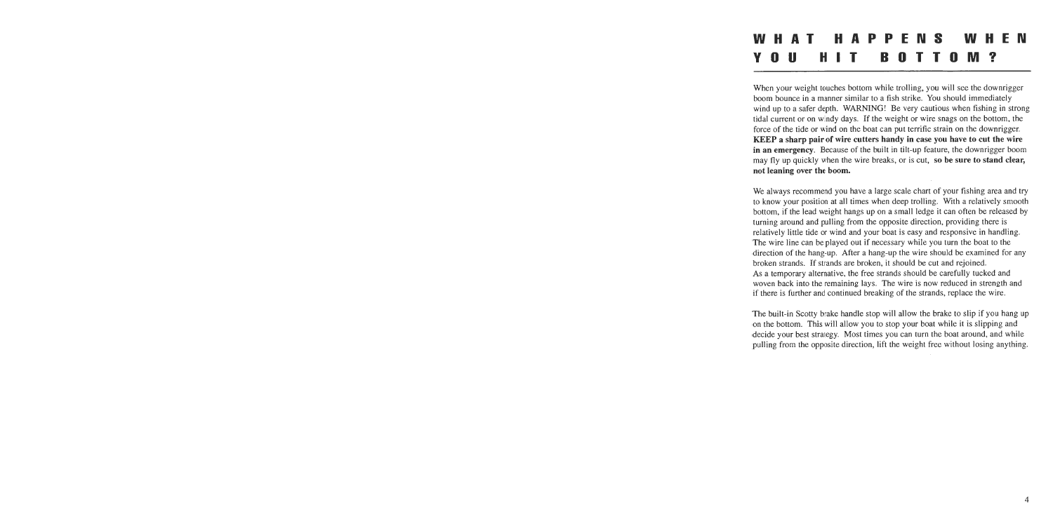# WHAT HAPPENS WHEN YOU HIT BOTTOM?

When your weight touches bottom while trolling, you will see the downrigger boom bounce in a manner similar to a fish strike. You should immediately wind up to a safer depth. WARNING! Be very cautious when fishing in strong tidal current or on windy days. If the weight or wire snags on the bottom, the force of the tide or wind on the boat can put terrific strain on the downrigger. **KEEP a sharp pair of wire cutters handy in case you have to cut the wire in an emergency**. Because of the built in tilt-up feature, the downrigger boom may fly up quickly when the wire breaks, or is cut, **so be sure to stand clear, not leaning over the boom.**

We always recommend you have a large scale chart of your fishing area and try to know your position at all times when deep trolling. With a relatively smooth bottom, if the lead weight hangs up on a small ledge it can often be released by turning around and pulling from the opposite direction, providing there is relatively little tide or wind and your boat is easy and responsive in handling. The wire line can be played out if necessary while you turn the boat to the direction of the hang-up. After a hang-up the wire should be examined for any broken strands. If strands are broken, it should be cut and rejoined. As a temporary alternative, the free strands should be carefully tucked and woven back into the remaining lays. The wire is now reduced in strength and if there is further and continued breaking of the strands, replace the wire.

The built-in Scotty brake handle stop will allow the brake to slip if you hang up on the bottom. This will allow you to stop your boat while it is slipping and decide your best strategy. Most times you can turn the boat around, and while pulling from the opposite direction, lift the weight free without losing anything.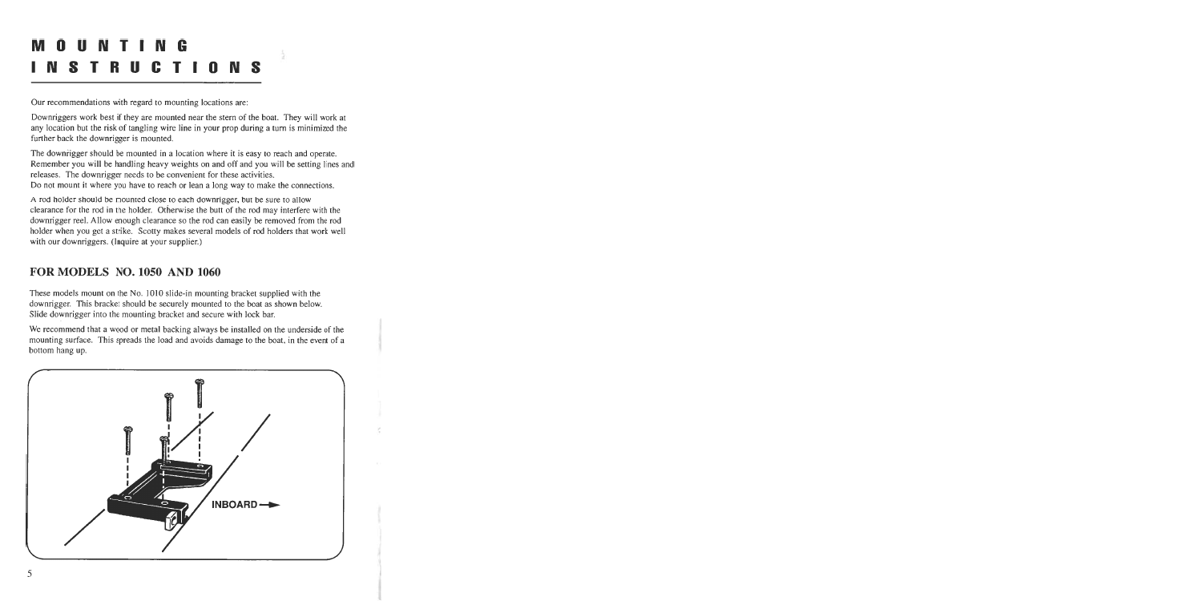# MOUNTING INSTRUCTIONS

Our recommendations with regard to mounting locations are:

Downriggers work best if they are mounted near the stern of the boat. They will work at any location but the risk of tangling wire line in your prop during a turn is minimized the further back the downrigger is mounted.

The downrigger should be mounted in a location where it is easy to reach and operate. Remember you will be handling heavy weights on and off and you will be setting lines and releases. The downrigger needs to be convenient for these activities.
Do not mount it where you have to reach or lean a long way to make the connections.

A rod holder should be mounted close to each downrigger, but be sure to allow clearance for the rod in the holder. Otherwise the butt of the rod may interfere with the downrigger reel. Allow enough clearance so the rod can easily be removed from the rod holder when you get a strike. Scotty makes several models of rod holders that work well with our downriggers. (Inquire at your supplier.)

## FOR MODELS NO. 1050 AND 1060

These models mount on the No. 1010 slide-in mounting bracket supplied with the downrigger. This bracket should be securely mounted to the boat as shown below. Slide downrigger into the mounting bracket and secure with lock bar.

We recommend that a wood or metal backing always be installed on the underside of the mounting surface. This spreads the load and avoids damage to the boat, in the event of a bottom hang up.

INBOARD →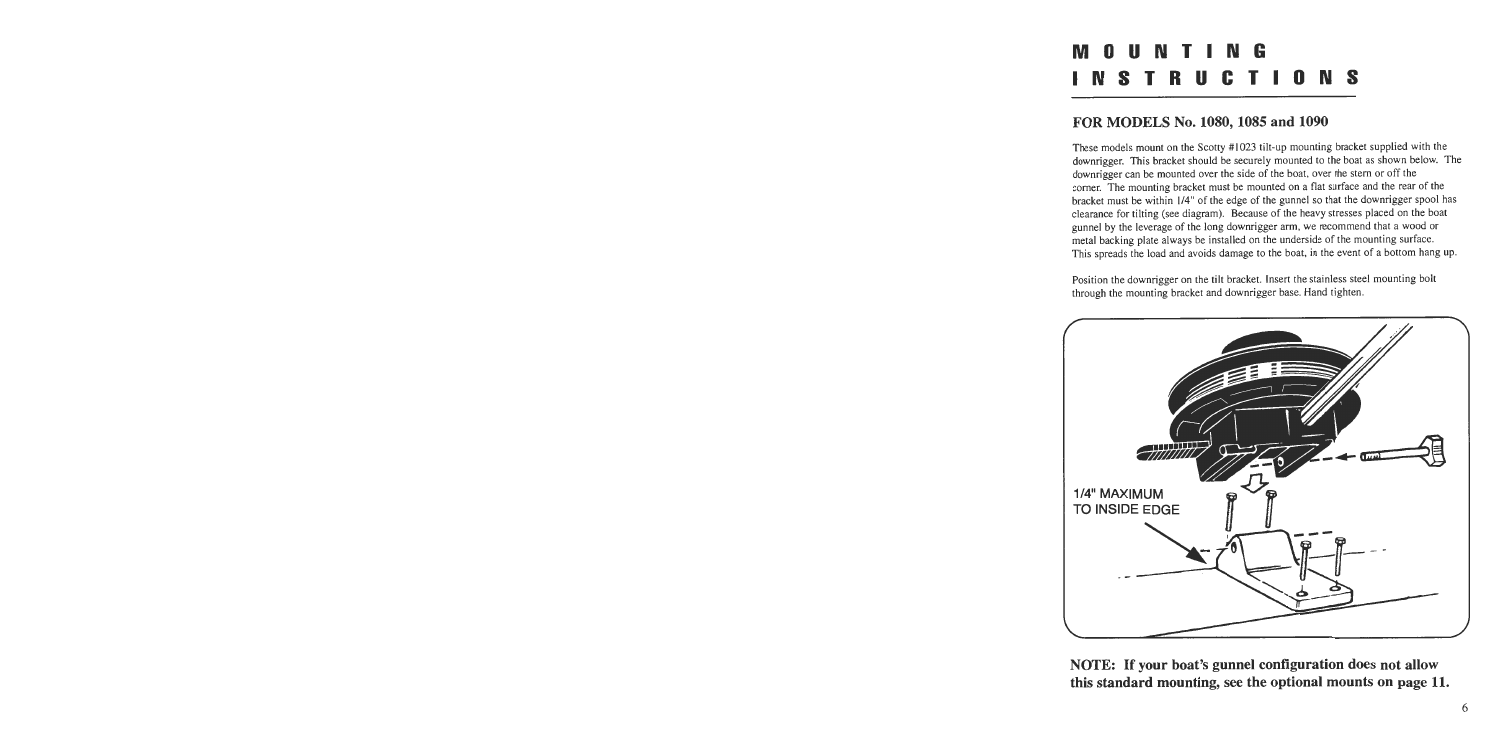# MOUNTING INSTRUCTIONS

## FOR MODELS No. 1080, 1085 and 1090

These models mount on the Scotty #1023 tilt-up mounting bracket supplied with the downrigger. This bracket should be securely mounted to the boat as shown below. The downrigger can be mounted over the side of the boat, over the stern or off the corner. The mounting bracket must be mounted on a flat surface and the rear of the bracket must be within 1/4" of the edge of the gunnel so that the downrigger spool has clearance for tilting (see diagram). Because of the heavy stresses placed on the boat gunnel by the leverage of the long downrigger arm, we recommend that a wood or metal backing plate always be installed on the underside of the mounting surface. This spreads the load and avoids damage to the boat, in the event of a bottom hang up.

Position the downrigger on the tilt bracket. Insert the stainless steel mounting bolt through the mounting bracket and downrigger base. Hand tighten.

1/4" MAXIMUM TO INSIDE EDGE

**NOTE: If your boat's gunnel configuration does not allow this standard mounting, see the optional mounts on page 11.**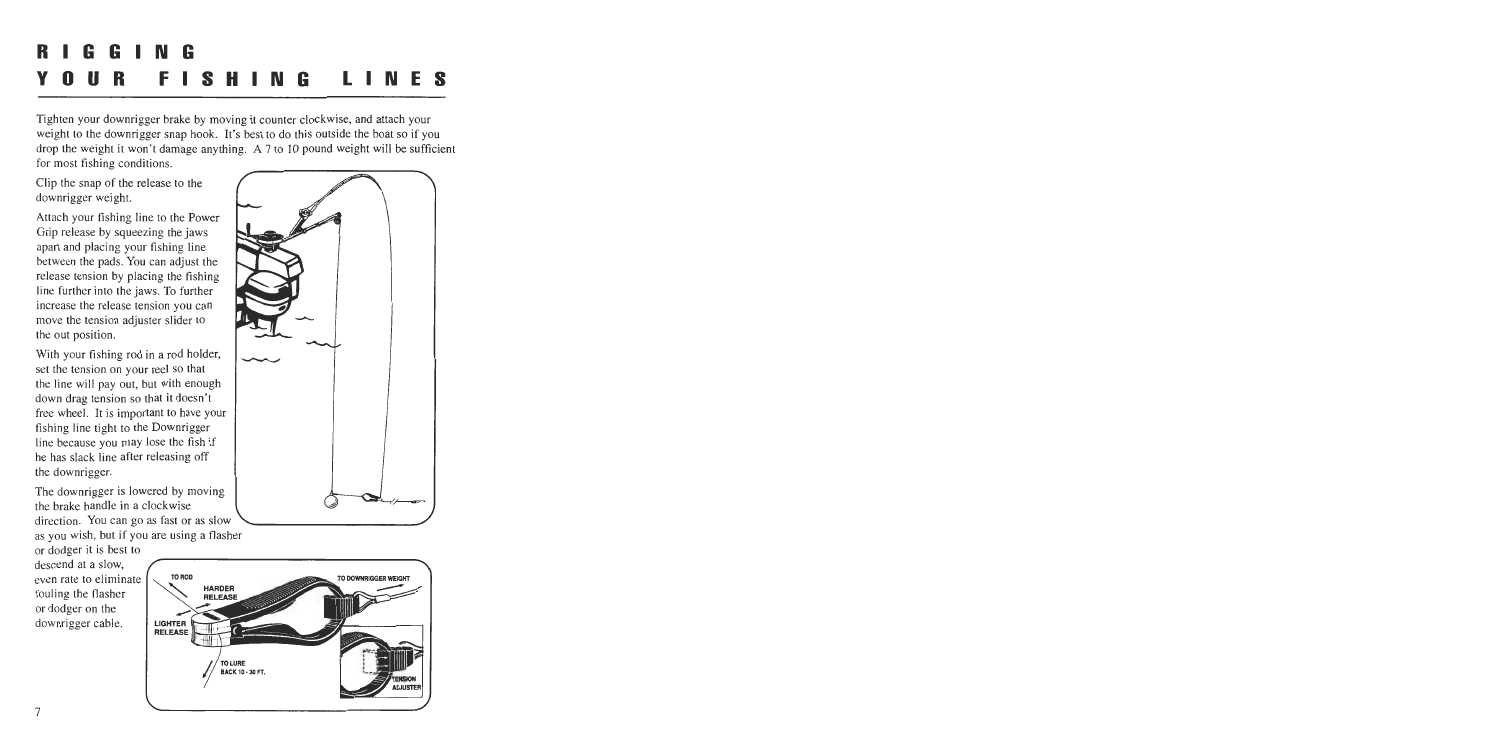# RIGGING YOUR FISHING LINES

Tighten your downrigger brake by moving it counter clockwise, and attach your weight to the downrigger snap hook. It's best to do this outside the boat so if you drop the weight it won't damage anything. A 7 to 10 pound weight will be sufficient for most fishing conditions.

Clip the snap of the release to the downrigger weight.

Attach your fishing line to the Power Grip release by squeezing the jaws apart and placing your fishing line between the pads. You can adjust the release tension by placing the fishing line further into the jaws. To further increase the release tension you can move the tension adjuster slider to the out position.

With your fishing rod in a rod holder, set the tension on your reel so that the line will pay out, but with enough down drag tension so that it doesn't free wheel. It is important to have your fishing line tight to the Downrigger line because you may lose the fish if he has slack line after releasing off the downrigger.

The downrigger is lowered by moving the brake handle in a clockwise direction. You can go as fast or as slow as you wish, but if you are using a flasher or dodger it is best to descend at a slow, even rate to eliminate fouling the flasher or dodger on the downrigger cable.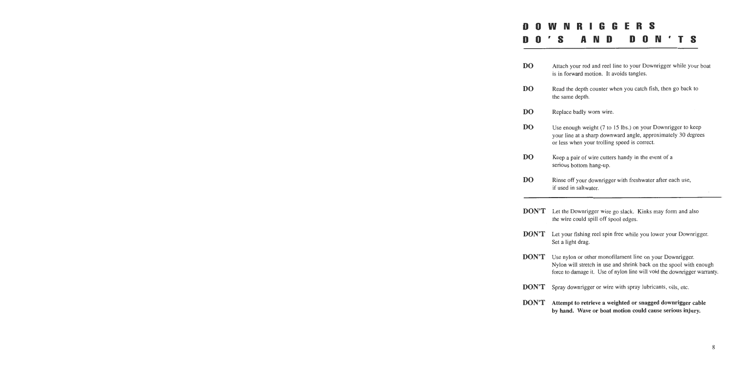# DOWNRIGGERS DO'S AND DON'TS

**DO** Attach your rod and reel line to your Downrigger while your boat is in forward motion. It avoids tangles.

**DO** Read the depth counter when you catch fish, then go back to the same depth.

**DO** Replace badly worn wire.

**DO** Use enough weight (7 to 15 lbs.) on your Downrigger to keep your line at a sharp downward angle, approximately 30 degrees or less when your trolling speed is correct.

**DO** Keep a pair of wire cutters handy in the event of a serious bottom hang-up.

**DO** Rinse off your downrigger with freshwater after each use, if used in saltwater.

---

**DON'T** Let the Downrigger wire go slack. Kinks may form and also the wire could spill off spool edges.

**DON'T** Let your fishing reel spin free while you lower your Downrigger. Set a light drag.

**DON'T** Use nylon or other monofilament line on your Downrigger. Nylon will stretch in use and shrink back on the spool with enough force to damage it. Use of nylon line will void the downrigger warranty.

**DON'T** Spray downrigger or wire with spray lubricants, oils, etc.

**DON'T** **Attempt to retrieve a weighted or snagged downrigger cable by hand. Wave or boat motion could cause serious injury.**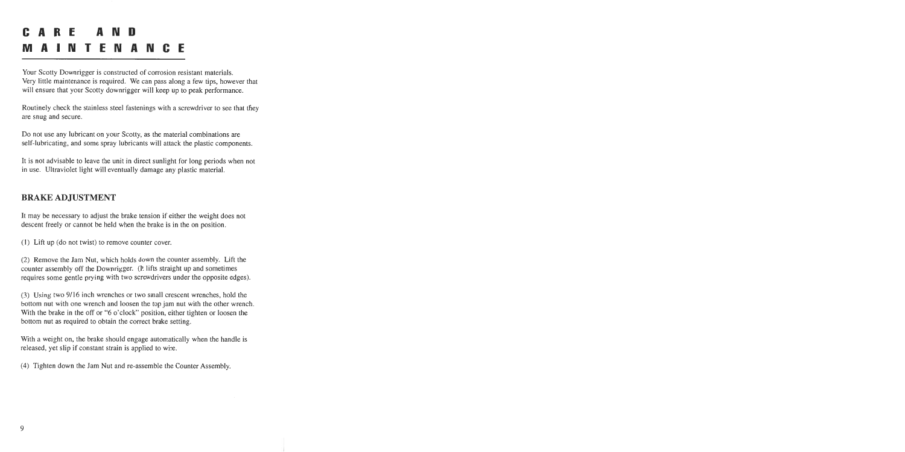# CARE AND MAINTENANCE

Your Scotty Downrigger is constructed of corrosion resistant materials. Very little maintenance is required. We can pass along a few tips, however that will ensure that your Scotty downrigger will keep up to peak performance.

Routinely check the stainless steel fastenings with a screwdriver to see that they are snug and secure.

Do not use any lubricant on your Scotty, as the material combinations are self-lubricating, and some spray lubricants will attack the plastic components.

It is not advisable to leave the unit in direct sunlight for long periods when not in use. Ultraviolet light will eventually damage any plastic material.

## BRAKE ADJUSTMENT

It may be necessary to adjust the brake tension if either the weight does not descent freely or cannot be held when the brake is in the on position.

(1) Lift up (do not twist) to remove counter cover.

(2) Remove the Jam Nut, which holds down the counter assembly. Lift the counter assembly off the Downrigger. (It lifts straight up and sometimes requires some gentle prying with two screwdrivers under the opposite edges).

(3) Using two 9/16 inch wrenches or two small crescent wrenches, hold the bottom nut with one wrench and loosen the top jam nut with the other wrench. With the brake in the off or "6 o'clock" position, either tighten or loosen the bottom nut as required to obtain the correct brake setting.

With a weight on, the brake should engage automatically when the handle is released, yet slip if constant strain is applied to wire.

(4) Tighten down the Jam Nut and re-assemble the Counter Assembly.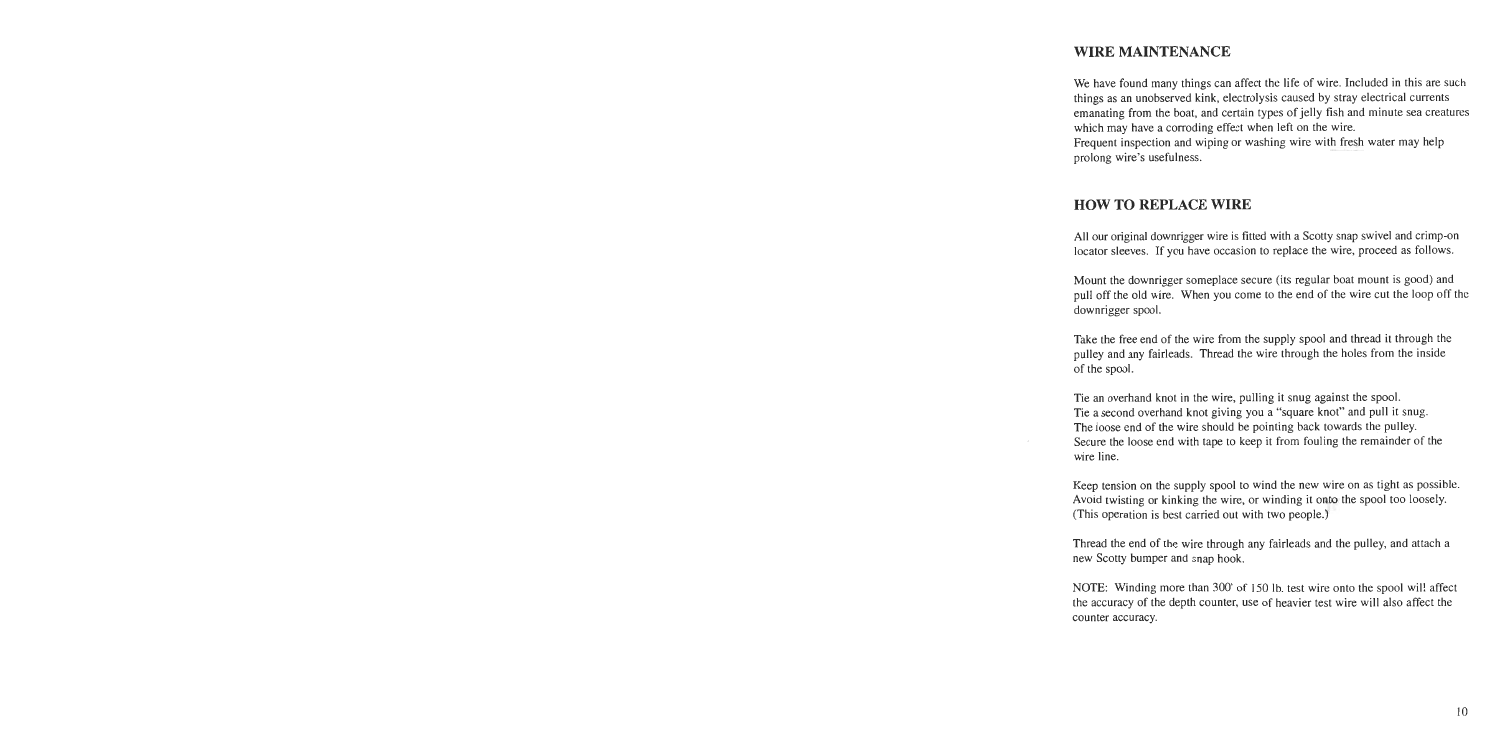## WIRE MAINTENANCE

We have found many things can affect the life of wire. Included in this are such things as an unobserved kink, electrolysis caused by stray electrical currents emanating from the boat, and certain types of jelly fish and minute sea creatures which may have a corroding effect when left on the wire.
Frequent inspection and wiping or washing wire with fresh water may help prolong wire's usefulness.

## HOW TO REPLACE WIRE

All our original downrigger wire is fitted with a Scotty snap swivel and crimp-on locator sleeves. If you have occasion to replace the wire, proceed as follows.

Mount the downrigger someplace secure (its regular boat mount is good) and pull off the old wire. When you come to the end of the wire cut the loop off the downrigger spool.

Take the free end of the wire from the supply spool and thread it through the pulley and any fairleads. Thread the wire through the holes from the inside of the spool.

Tie an overhand knot in the wire, pulling it snug against the spool.
Tie a second overhand knot giving you a "square knot" and pull it snug.
The loose end of the wire should be pointing back towards the pulley.
Secure the loose end with tape to keep it from fouling the remainder of the wire line.

Keep tension on the supply spool to wind the new wire on as tight as possible. Avoid twisting or kinking the wire, or winding it onto the spool too loosely. (This operation is best carried out with two people.)

Thread the end of the wire through any fairleads and the pulley, and attach a new Scotty bumper and snap hook.

NOTE: Winding more than 300' of 150 lb. test wire onto the spool will affect the accuracy of the depth counter, use of heavier test wire will also affect the counter accuracy.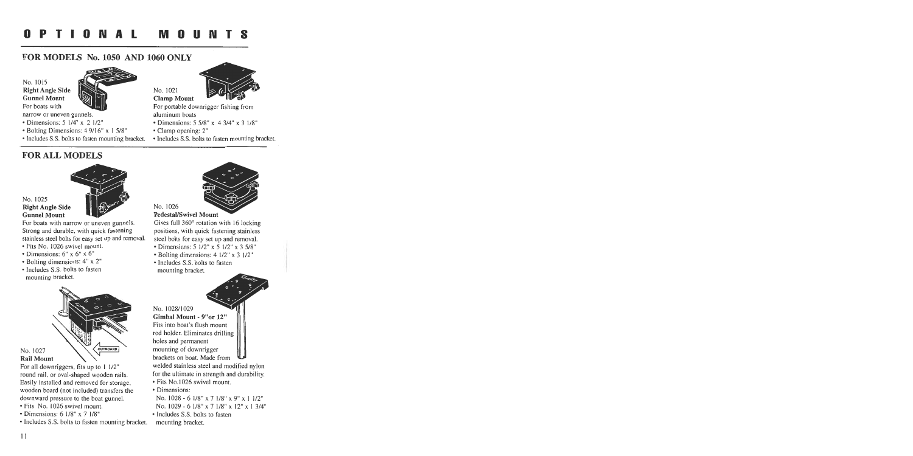# OPTIONAL MOUNTS

## FOR MODELS No. 1050 AND 1060 ONLY

No. 1015
**Right Angle Side Gunnel Mount**

For boats with narrow or uneven gunnels.

- Dimensions: 5 1/4" x 2 1/2"
- Bolting Dimensions: 4 9/16" x 1 5/8"
- Includes S.S. bolts to fasten mounting bracket.

No. 1021
**Clamp Mount**

For portable downrigger fishing from aluminum boats

- Dimensions: 5 5/8" x 4 3/4" x 3 1/8"
- Clamp opening: 2"
- Includes S.S. bolts to fasten mounting bracket.

## FOR ALL MODELS

No. 1025
**Right Angle Side Gunnel Mount**

For boats with narrow or uneven gunnels. Strong and durable, with quick fastening stainless steel bolts for easy set up and removal.

- Fits No. 1026 swivel mount.
- Dimensions: 6" x 6" x 6"
- Bolting dimensions: 4" x 2"
- Includes S.S. bolts to fasten mounting bracket.

No. 1027
**Rail Mount**

For all downriggers, fits up to 1 1/2" round rail, or oval-shaped wooden rails. Easily installed and removed for storage, wooden board (not included) transfers the downward pressure to the boat gunnel.

- Fits No. 1026 swivel mount.
- Dimensions: 6 1/8" x 7 1/8"
- Includes S.S. bolts to fasten mounting bracket.

No. 1026
**Pedestal/Swivel Mount**

Gives full 360° rotation with 16 locking positions, with quick fastening stainless steel bolts for easy set up and removal.

- Dimensions: 5 1/2" x 5 1/2" x 3 5/8"
- Bolting dimensions: 4 1/2" x 3 1/2"
- Includes S.S. bolts to fasten mounting bracket.

No. 1028/1029
**Gimbal Mount - 9" or 12"**

Fits into boat's flush mount rod holder. Eliminates drilling holes and permanent mounting of downrigger brackets on boat. Made from welded stainless steel and modified nylon for the ultimate in strength and durability.

- Fits No.1026 swivel mount.
- Dimensions:
  No. 1028 - 6 1/8" x 7 1/8" x 9" x 1 1/2"
  No. 1029 - 6 1/8" x 7 1/8" x 12" x 1 3/4"
- Includes S.S. bolts to fasten mounting bracket.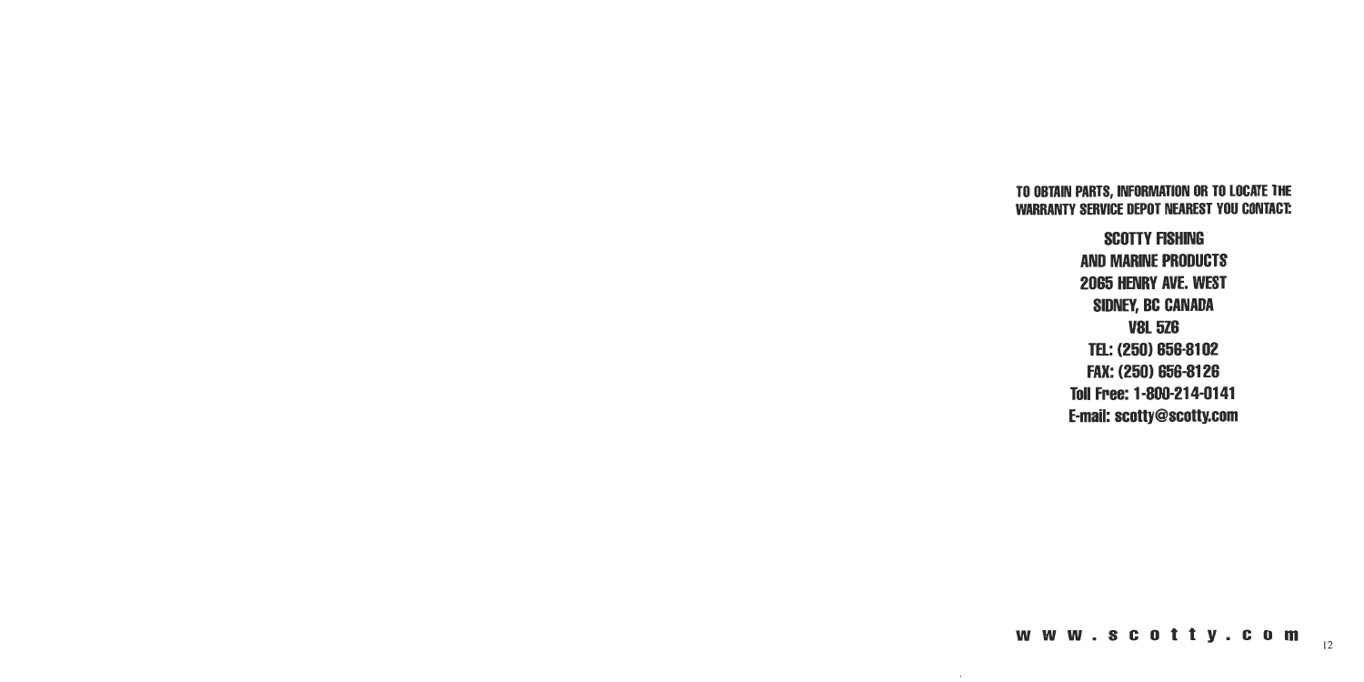**TO OBTAIN PARTS, INFORMATION OR TO LOCATE THE WARRANTY SERVICE DEPOT NEAREST YOU CONTACT:**

**SCOTTY FISHING**
**AND MARINE PRODUCTS**
**2065 HENRY AVE. WEST**
**SIDNEY, BC CANADA**
**V8L 5Z6**
**TEL: (250) 656-8102**
**FAX: (250) 656-8126**
**Toll Free: 1-800-214-0141**
**E-mail: scotty@scotty.com**

**www.scotty.com**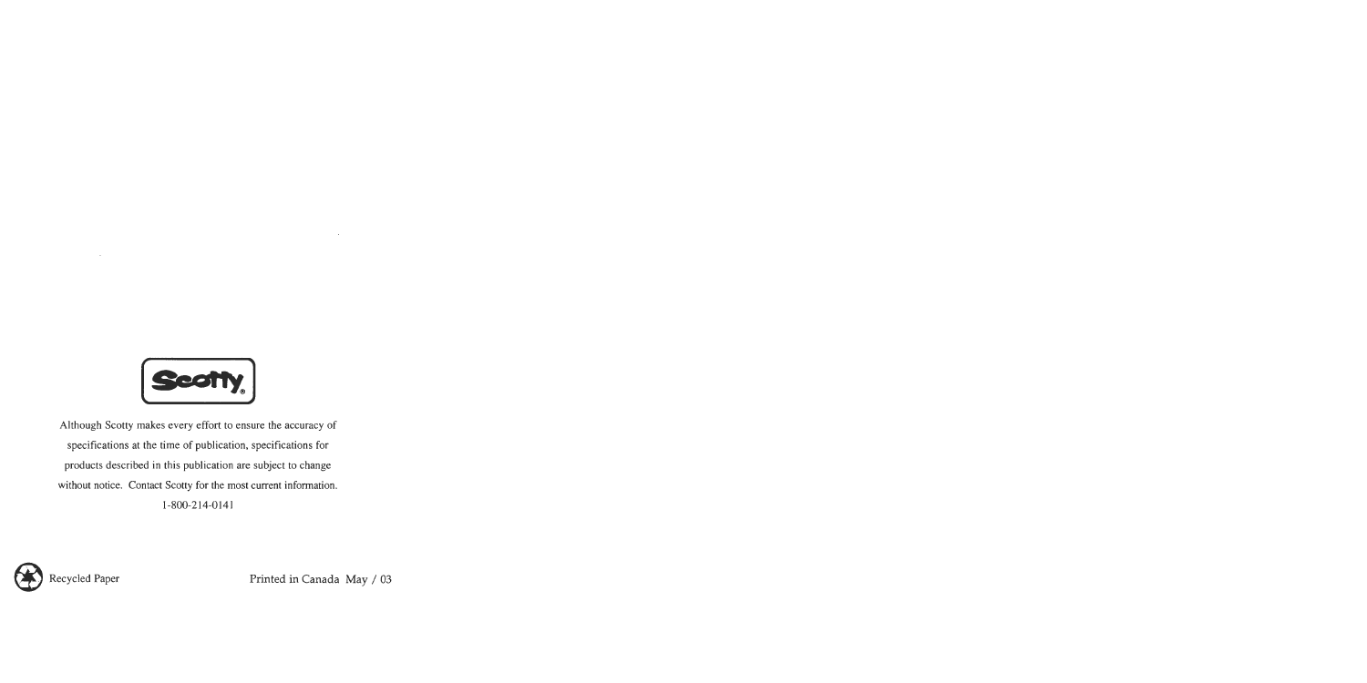**Scotty**

Although Scotty makes every effort to ensure the accuracy of specifications at the time of publication, specifications for products described in this publication are subject to change without notice. Contact Scotty for the most current information.
1-800-214-0141

Recycled Paper

Printed in Canada May / 03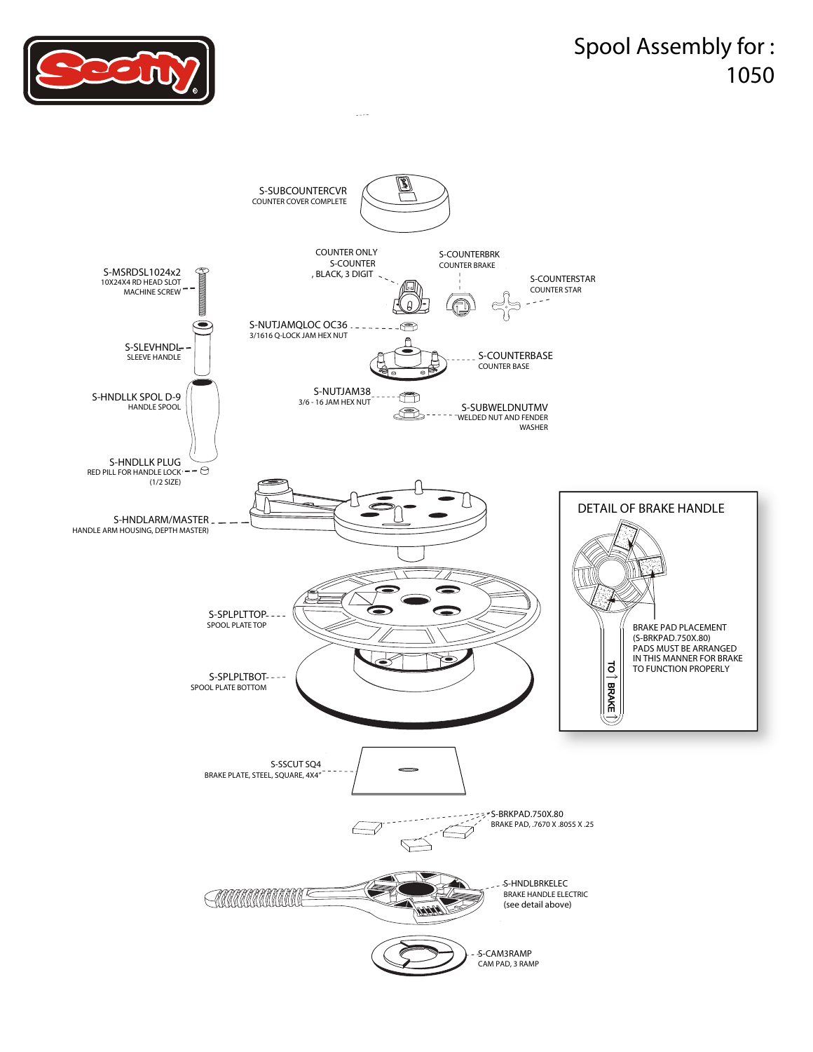# Spool Assembly for : 1050

S-SUBCOUNTERCVR
COUNTER COVER COMPLETE

COUNTER ONLY
S-COUNTER
, BLACK, 3 DIGIT

S-COUNTERBRK
COUNTER BRAKE

S-COUNTERSTAR
COUNTER STAR

S-MSRDSL1024x2
10X24X4 RD HEAD SLOT
MACHINE SCREW

S-NUTJAMQLOC OC36
3/1616 Q-LOCK JAM HEX NUT

S-SLEVHNDL
SLEEVE HANDLE

S-COUNTERBASE
COUNTER BASE

S-HNDLLK SPOL D-9
HANDLE SPOOL

S-NUTJAM38
3/6 - 16 JAM HEX NUT

S-SUBWELDNUTMV
WELDED NUT AND FENDER
WASHER

S-HNDLLK PLUG
RED PILL FOR HANDLE LOCK
(1/2 SIZE)

S-HNDLARM/MASTER
HANDLE ARM HOUSING, DEPTH MASTER)

DETAIL OF BRAKE HANDLE

BRAKE PAD PLACEMENT
(S-BRKPAD.750X.80)
PADS MUST BE ARRANGED
IN THIS MANNER FOR BRAKE
TO FUNCTION PROPERLY

TO ↑ BRAKE

S-SPLPLTTOP
SPOOL PLATE TOP

S-SPLPLTBOT
SPOOL PLATE BOTTOM

S-SSCUT SQ4
BRAKE PLATE, STEEL, SQUARE, 4X4"

S-BRKPAD.750X.80
BRAKE PAD, .7670 X .8055 X .25

S-HNDLBRKELEC
BRAKE HANDLE ELECTRIC
(see detail above)

S-CAM3RAMP
CAM PAD, 3 RAMP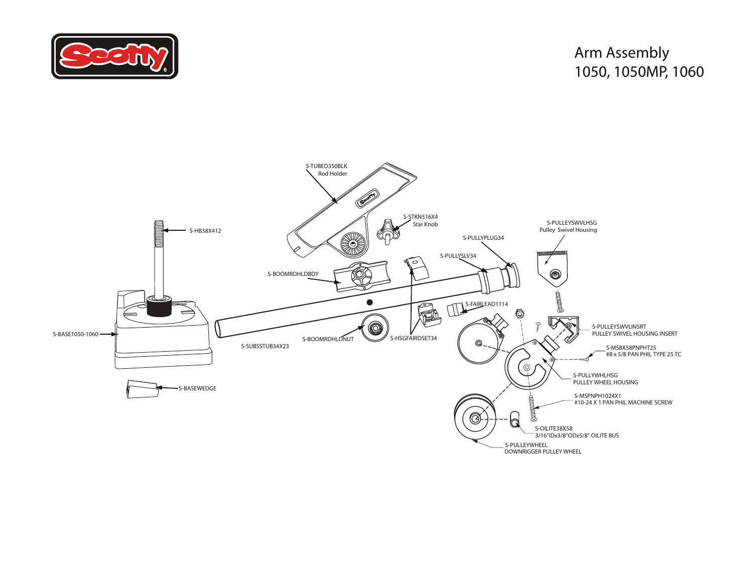Scotty

# Arm Assembly
# 1050, 1050MP, 1060

S-TUBED350BLK
Rod Holder

S-STKN516X4
Star Knob

S-HB38X412

S-PULLEYSWVLHSG
Pulley Swivel Housing

S-PULLYPLUG34

S-PULLYSLV34

S-BOOMRDHLDBDY

S-FAIRLEAD1114

S-PULLEYSWVLINSRT
PULLEY SWIVEL HOUSING INSERT

S-BASE1050-1060

S-BOOMRDHLDNUT

S-HSGFAIRDSET34

S-MS8X58PNPHT25
#8 x 5/8 PAN PHIL TYPE 25 TC

S-SUBSSTUB34X23

S-PULLYWHLHSG
PULLEY WHEEL HOUSING

S-BASEWEDGE

S-MSPNPH1024X1
#10-24 X 1 PAN PHIL MACHINE SCREW

S-OILITE38X58
3/16"IDx3/8"ODx5/8" OILITE BUS

S-PULLEYWHEEL
DOWNRIGGER PULLEY WHEEL